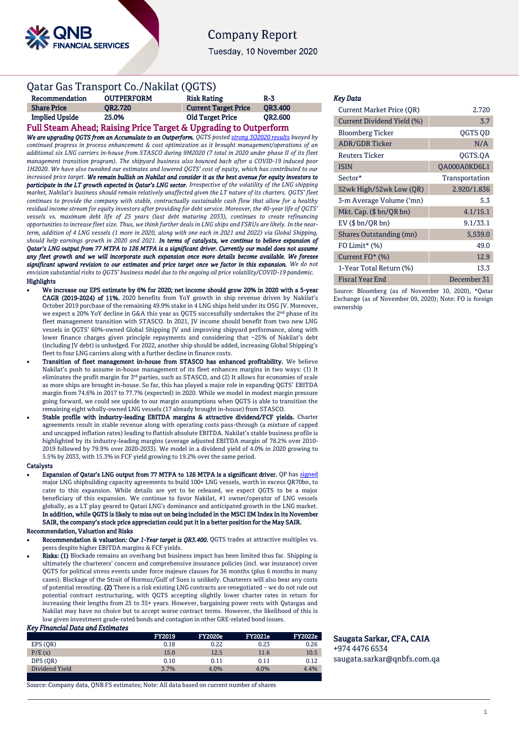# Company Report

Tuesday, 10 November 2020

## Qatar Gas Transport Co./Nakilat (QGTS)

| Recommendation | OUTPERFORM | Risk Rating | R-3 |
|---|---|---|---|
| Share Price | QR2.720 | Current Target Price | QR3.400 |
| Implied Upside | 25.0% | Old Target Price | QR2.600 |

## Full Steam Ahead; Raising Price Target & Upgrading to Outperform

***We are upgrading QGTS from an Accumulate to an Outperform.*** *QGTS posted strong 3Q2020 results buoyed by continued progress in process enhancement & cost optimization as it brought management/operations of an additional six LNG carriers in-house from STASCO during 9M2020 (7 total in 2020 under phase II of its fleet management transition program). The shipyard business also bounced back after a COVID-19 induced poor 1H2020. We have also tweaked our estimates and lowered QGTS' cost of equity, which has contributed to our increased price target.* ***We remain bullish on Nakilat and consider it as the best avenue for equity investors to participate in the LT growth expected in Qatar's LNG sector.*** *Irrespective of the volatility of the LNG shipping market, Nakilat's business should remain relatively unaffected given the LT nature of its charters. QGTS' fleet continues to provide the company with stable, contractually sustainable cash flow that allow for a healthy residual income stream for equity investors after providing for debt service. Moreover, the 40-year life of QGTS' vessels vs. maximum debt life of 25 years (last debt maturing 2033), continues to create refinancing opportunities to increase fleet size. Thus, we think further deals in LNG ships and FSRUs are likely. In the near-term, addition of 4 LNG vessels (1 more in 2020, along with one each in 2021 and 2022) via Global Shipping, should help earnings growth in 2020 and 2021.* ***In terms of catalysts, we continue to believe expansion of Qatar's LNG output from 77 MTPA to 126 MTPA is a significant driver. Currently our model does not assume any fleet growth and we will incorporate such expansion once more details become available. We foresee significant upward revision to our estimates and price target once we factor in this expansion.*** *We do not envision substantial risks to QGTS' business model due to the ongoing oil price volatility/COVID-19 pandemic.*

### Highlights

- **We increase our EPS estimate by 6% for 2020; net income should grow 20% in 2020 with a 5-year CAGR (2019-2024) of 11%.** 2020 benefits from YoY growth in ship revenue driven by Nakilat's October 2019 purchase of the remaining 49.9% stake in 4 LNG ships held under its OSG JV. Moreover, we expect a 20% YoY decline in G&A this year as QGTS successfully undertakes the 2nd phase of its fleet management transition with STASCO. In 2021, JV income should benefit from two new LNG vessels in QGTS' 60%-owned Global Shipping JV and improving shipyard performance, along with lower finance charges given principle repayments and considering that ~25% of Nakilat's debt (including JV debt) is unhedged. For 2022, another ship should be added, increasing Global Shipping's fleet to four LNG carriers along with a further decline in finance costs.
- **Transition of fleet management in-house from STASCO has enhanced profitability.** We believe Nakilat's push to assume in-house management of its fleet enhances margins in two ways: (1) It eliminates the profit margin for 3rd parties, such as STASCO, and (2) It allows for economies of scale as more ships are brought in-house. So far, this has played a major role in expanding QGTS' EBITDA margin from 74.6% in 2017 to 77.7% (expected) in 2020. While we model in modest margin pressure going forward, we could see upside to our margin assumptions when QGTS is able to transition the remaining eight wholly-owned LNG vessels (17 already brought in-house) from STASCO.
- **Stable profile with industry-leading EBITDA margins & attractive dividend/FCF yields.** Charter agreements result in stable revenue along with operating costs pass-through (a mixture of capped and uncapped inflation rates) leading to flattish absolute EBITDA. Nakilat's stable business profile is highlighted by its industry-leading margins (average adjusted EBITDA margin of 78.2% over 2010-2019 followed by 79.9% over 2020-2033). We model in a dividend yield of 4.0% in 2020 growing to 5.5% by 2033, with 15.3% in FCF yield growing to 19.2% over the same period.

### Catalysts

- **Expansion of Qatar's LNG output from 77 MTPA to 126 MTPA is a significant driver.** QP has signed major LNG shipbuilding capacity agreements to build 100+ LNG vessels, worth in excess QR70bn, to cater to this expansion. While details are yet to be released, we expect QGTS to be a major beneficiary of this expansion. We continue to favor Nakilat, #1 owner/operator of LNG vessels globally, as a LT play geared to Qatari LNG's dominance and anticipated growth in the LNG market. **In addition, while QGTS is likely to miss out on being included in the MSCI EM Index in its November SAIR, the company's stock price appreciation could put it in a better position for the May SAIR.**

### Recommendation, Valuation and Risks

- **Recommendation & valuation:** ***Our 1-Year target is QR3.400.*** QGTS trades at attractive multiples vs. peers despite higher EBITDA margins & FCF yields.
- **Risks: (1)** Blockade remains an overhang but business impact has been limited thus far. Shipping is ultimately the charterers' concern and comprehensive insurance policies (incl. war insurance) cover QGTS for political stress events under force majeure clauses for 36 months (plus 6 months in many cases). Blockage of the Strait of Hormuz/Gulf of Suez is unlikely. Charterers will also bear any costs of potential rerouting. **(2)** There is a risk existing LNG contracts are renegotiated – we do not rule out potential contract restructuring, with QGTS accepting slightly lower charter rates in return for increasing their lengths from 25 to 35+ years. However, bargaining power rests with Qatargas and Nakilat may have no choice but to accept worse contract terms. However, the likelihood of this is low given investment grade-rated bonds and contagion in other GRE-related bond issues.

### *Key Financial Data and Estimates*

| | FY2019 | FY2020e | FY2021e | FY2022e |
|---|---|---|---|---|
| EPS (QR) | 0.18 | 0.22 | 0.23 | 0.26 |
| P/E (x) | 15.0 | 12.5 | 11.6 | 10.5 |
| DPS (QR) | 0.10 | 0.11 | 0.11 | 0.12 |
| Dividend Yield | 3.7% | 4.0% | 4.0% | 4.4% |

Source: Company data, QNB FS estimates; Note: All data based on current number of shares

### *Key Data*

| | |
|---|---|
| Current Market Price (QR) | 2.720 |
| Current Dividend Yield (%) | 3.7 |
| Bloomberg Ticker | QGTS QD |
| ADR/GDR Ticker | N/A |
| Reuters Ticker | QGTS.QA |
| ISIN | QA000A0KD6L1 |
| Sector* | Transportation |
| 52wk High/52wk Low (QR) | 2.920/1.836 |
| 3-m Average Volume ('mn) | 5.3 |
| Mkt. Cap. ($ bn/QR bn) | 4.1/15.1 |
| EV ($ bn/QR bn) | 9.1/33.1 |
| Shares Outstanding (mn) | 5,539.0 |
| FO Limit* (%) | 49.0 |
| Current FO* (%) | 12.9 |
| 1-Year Total Return (%) | 13.3 |
| Fiscal Year End | December 31 |

Source: Bloomberg (as of November 10, 2020), *Qatar Exchange (as of November 09, 2020); Note: FO is foreign ownership

**Saugata Sarkar, CFA, CAIA**
+974 4476 6534
saugata.sarkar@qnbfs.com.qa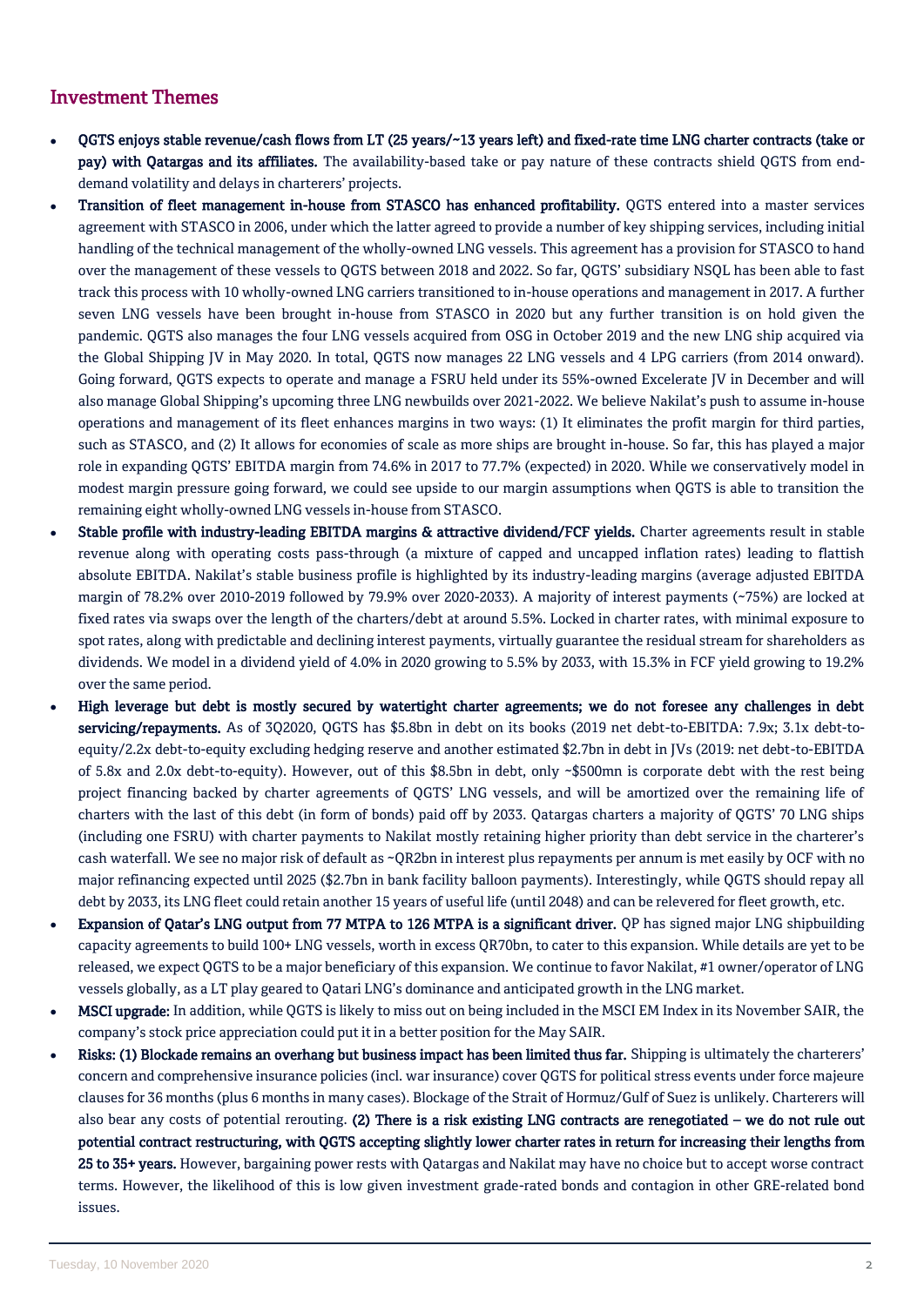## Investment Themes

- **QGTS enjoys stable revenue/cash flows from LT (25 years/~13 years left) and fixed-rate time LNG charter contracts (take or pay) with Qatargas and its affiliates.** The availability-based take or pay nature of these contracts shield QGTS from end-demand volatility and delays in charterers' projects.
- **Transition of fleet management in-house from STASCO has enhanced profitability.** QGTS entered into a master services agreement with STASCO in 2006, under which the latter agreed to provide a number of key shipping services, including initial handling of the technical management of the wholly-owned LNG vessels. This agreement has a provision for STASCO to hand over the management of these vessels to QGTS between 2018 and 2022. So far, QGTS' subsidiary NSQL has been able to fast track this process with 10 wholly-owned LNG carriers transitioned to in-house operations and management in 2017. A further seven LNG vessels have been brought in-house from STASCO in 2020 but any further transition is on hold given the pandemic. QGTS also manages the four LNG vessels acquired from OSG in October 2019 and the new LNG ship acquired via the Global Shipping JV in May 2020. In total, QGTS now manages 22 LNG vessels and 4 LPG carriers (from 2014 onward). Going forward, QGTS expects to operate and manage a FSRU held under its 55%-owned Excelerate JV in December and will also manage Global Shipping's upcoming three LNG newbuilds over 2021-2022. We believe Nakilat's push to assume in-house operations and management of its fleet enhances margins in two ways: (1) It eliminates the profit margin for third parties, such as STASCO, and (2) It allows for economies of scale as more ships are brought in-house. So far, this has played a major role in expanding QGTS' EBITDA margin from 74.6% in 2017 to 77.7% (expected) in 2020. While we conservatively model in modest margin pressure going forward, we could see upside to our margin assumptions when QGTS is able to transition the remaining eight wholly-owned LNG vessels in-house from STASCO.
- **Stable profile with industry-leading EBITDA margins & attractive dividend/FCF yields.** Charter agreements result in stable revenue along with operating costs pass-through (a mixture of capped and uncapped inflation rates) leading to flattish absolute EBITDA. Nakilat's stable business profile is highlighted by its industry-leading margins (average adjusted EBITDA margin of 78.2% over 2010-2019 followed by 79.9% over 2020-2033). A majority of interest payments (~75%) are locked at fixed rates via swaps over the length of the charters/debt at around 5.5%. Locked in charter rates, with minimal exposure to spot rates, along with predictable and declining interest payments, virtually guarantee the residual stream for shareholders as dividends. We model in a dividend yield of 4.0% in 2020 growing to 5.5% by 2033, with 15.3% in FCF yield growing to 19.2% over the same period.
- **High leverage but debt is mostly secured by watertight charter agreements; we do not foresee any challenges in debt servicing/repayments.** As of 3Q2020, QGTS has $5.8bn in debt on its books (2019 net debt-to-EBITDA: 7.9x; 3.1x debt-to-equity/2.2x debt-to-equity excluding hedging reserve and another estimated $2.7bn in debt in JVs (2019: net debt-to-EBITDA of 5.8x and 2.0x debt-to-equity). However, out of this $8.5bn in debt, only ~$500mn is corporate debt with the rest being project financing backed by charter agreements of QGTS' LNG vessels, and will be amortized over the remaining life of charters with the last of this debt (in form of bonds) paid off by 2033. Qatargas charters a majority of QGTS' 70 LNG ships (including one FSRU) with charter payments to Nakilat mostly retaining higher priority than debt service in the charterer's cash waterfall. We see no major risk of default as ~QR2bn in interest plus repayments per annum is met easily by OCF with no major refinancing expected until 2025 ($2.7bn in bank facility balloon payments). Interestingly, while QGTS should repay all debt by 2033, its LNG fleet could retain another 15 years of useful life (until 2048) and can be relevered for fleet growth, etc.
- **Expansion of Qatar's LNG output from 77 MTPA to 126 MTPA is a significant driver.** QP has signed major LNG shipbuilding capacity agreements to build 100+ LNG vessels, worth in excess QR70bn, to cater to this expansion. While details are yet to be released, we expect QGTS to be a major beneficiary of this expansion. We continue to favor Nakilat, #1 owner/operator of LNG vessels globally, as a LT play geared to Qatari LNG's dominance and anticipated growth in the LNG market.
- **MSCI upgrade:** In addition, while QGTS is likely to miss out on being included in the MSCI EM Index in its November SAIR, the company's stock price appreciation could put it in a better position for the May SAIR.
- **Risks: (1) Blockade remains an overhang but business impact has been limited thus far.** Shipping is ultimately the charterers' concern and comprehensive insurance policies (incl. war insurance) cover QGTS for political stress events under force majeure clauses for 36 months (plus 6 months in many cases). Blockage of the Strait of Hormuz/Gulf of Suez is unlikely. Charterers will also bear any costs of potential rerouting. **(2) There is a risk existing LNG contracts are renegotiated – we do not rule out potential contract restructuring, with QGTS accepting slightly lower charter rates in return for increasing their lengths from 25 to 35+ years.** However, bargaining power rests with Qatargas and Nakilat may have no choice but to accept worse contract terms. However, the likelihood of this is low given investment grade-rated bonds and contagion in other GRE-related bond issues.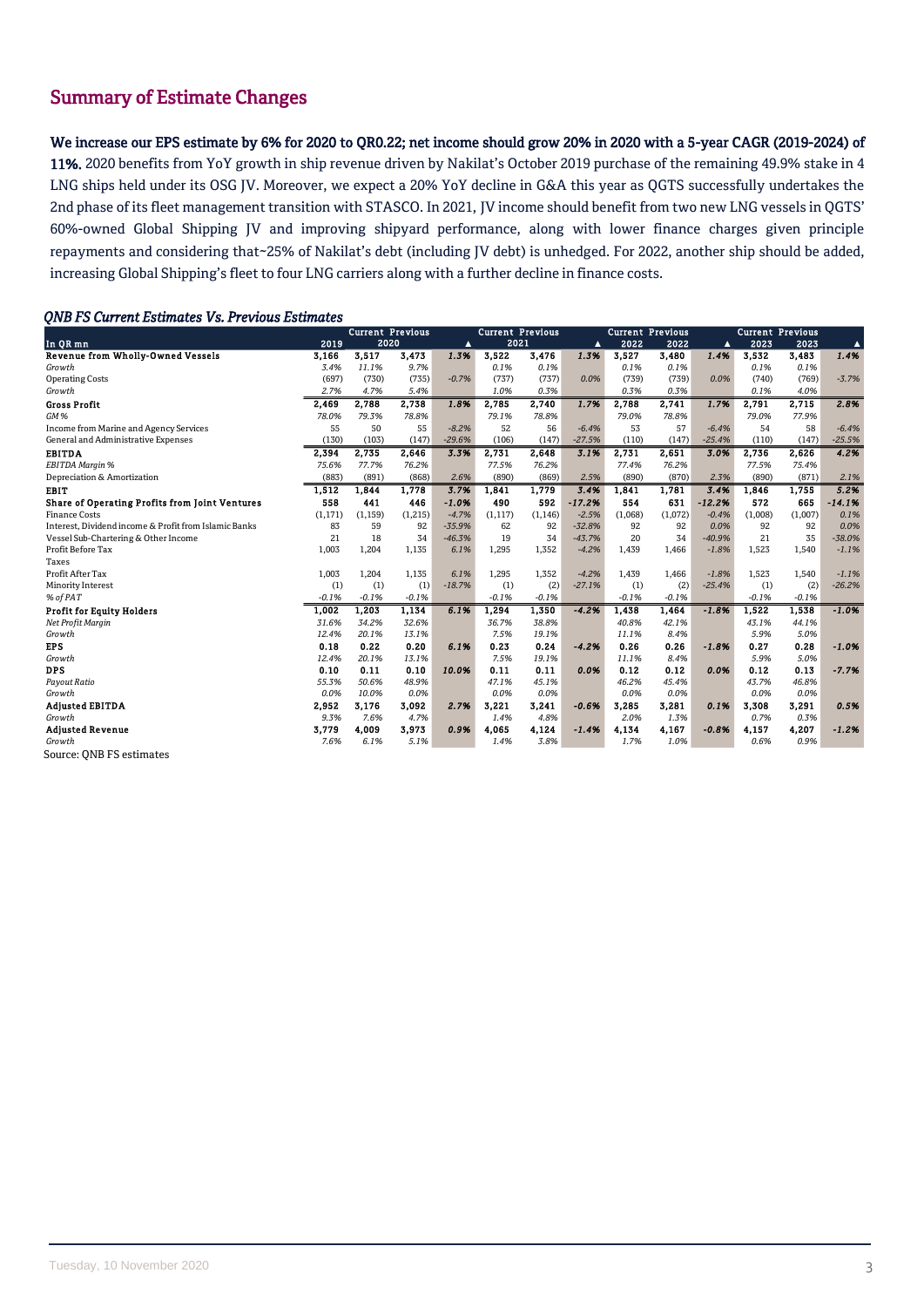## Summary of Estimate Changes

**We increase our EPS estimate by 6% for 2020 to QR0.22; net income should grow 20% in 2020 with a 5-year CAGR (2019-2024) of 11%.** 2020 benefits from YoY growth in ship revenue driven by Nakilat's October 2019 purchase of the remaining 49.9% stake in 4 LNG ships held under its OSG JV. Moreover, we expect a 20% YoY decline in G&A this year as QGTS successfully undertakes the 2nd phase of its fleet management transition with STASCO. In 2021, JV income should benefit from two new LNG vessels in QGTS' 60%-owned Global Shipping JV and improving shipyard performance, along with lower finance charges given principle repayments and considering that~25% of Nakilat's debt (including JV debt) is unhedged. For 2022, another ship should be added, increasing Global Shipping's fleet to four LNG carriers along with a further decline in finance costs.

### *QNB FS Current Estimates Vs. Previous Estimates*

| In QR mn | 2019 | Current 2020 | Previous 2020 | ▲ | Current 2021 | Previous 2021 | ▲ | Current 2022 | Previous 2022 | ▲ | Current 2023 | Previous 2023 | ▲ |
|---|---|---|---|---|---|---|---|---|---|---|---|---|---|
| **Revenue from Wholly-Owned Vessels** | **3,166** | **3,517** | **3,473** | **1.3%** | **3,522** | **3,476** | **1.3%** | **3,527** | **3,480** | **1.4%** | **3,532** | **3,483** | **1.4%** |
| *Growth* | *3.4%* | *11.1%* | *9.7%* | | *0.1%* | *0.1%* | | *0.1%* | *0.1%* | | *0.1%* | *0.1%* | |
| Operating Costs | (697) | (730) | (735) | -0.7% | (737) | (737) | 0.0% | (739) | (739) | 0.0% | (740) | (769) | -3.7% |
| *Growth* | *2.7%* | *4.7%* | *5.4%* | | *1.0%* | *0.3%* | | *0.3%* | *0.3%* | | *0.1%* | *4.0%* | |
| **Gross Profit** | **2,469** | **2,788** | **2,738** | **1.8%** | **2,785** | **2,740** | **1.7%** | **2,788** | **2,741** | **1.7%** | **2,791** | **2,715** | **2.8%** |
| *GM %* | *78.0%* | *79.3%* | *78.8%* | | *79.1%* | *78.8%* | | *79.0%* | *78.8%* | | *79.0%* | *77.9%* | |
| Income from Marine and Agency Services | 55 | 50 | 55 | -8.2% | 52 | 56 | -6.4% | 53 | 57 | -6.4% | 54 | 58 | -6.4% |
| General and Administrative Expenses | (130) | (103) | (147) | -29.6% | (106) | (147) | -27.5% | (110) | (147) | -25.4% | (110) | (147) | -25.5% |
| **EBITDA** | **2,394** | **2,735** | **2,646** | **3.3%** | **2,731** | **2,648** | **3.1%** | **2,731** | **2,651** | **3.0%** | **2,736** | **2,626** | **4.2%** |
| *EBITDA Margin %* | *75.6%* | *77.7%* | *76.2%* | | *77.5%* | *76.2%* | | *77.4%* | *76.2%* | | *77.5%* | *75.4%* | |
| Depreciation & Amortization | (883) | (891) | (868) | 2.6% | (890) | (869) | 2.5% | (890) | (870) | 2.3% | (890) | (871) | 2.1% |
| **EBIT** | **1,512** | **1,844** | **1,778** | **3.7%** | **1,841** | **1,779** | **3.4%** | **1,841** | **1,781** | **3.4%** | **1,846** | **1,755** | **5.2%** |
| **Share of Operating Profits from Joint Ventures** | **558** | **441** | **446** | **-1.0%** | **490** | **592** | **-17.2%** | **554** | **631** | **-12.2%** | **572** | **665** | **-14.1%** |
| Finance Costs | (1,171) | (1,159) | (1,215) | -4.7% | (1,117) | (1,146) | -2.5% | (1,068) | (1,072) | -0.4% | (1,008) | (1,007) | 0.1% |
| Interest, Dividend income & Profit from Islamic Banks | 83 | 59 | 92 | -35.9% | 62 | 92 | -32.8% | 92 | 92 | 0.0% | 92 | 92 | 0.0% |
| Vessel Sub-Chartering & Other Income | 21 | 18 | 34 | -46.3% | 19 | 34 | -43.7% | 20 | 34 | -40.9% | 21 | 35 | -38.0% |
| Profit Before Tax | 1,003 | 1,204 | 1,135 | 6.1% | 1,295 | 1,352 | -4.2% | 1,439 | 1,466 | -1.8% | 1,523 | 1,540 | -1.1% |
| Taxes | | | | | | | | | | | | | |
| Profit After Tax | 1,003 | 1,204 | 1,135 | 6.1% | 1,295 | 1,352 | -4.2% | 1,439 | 1,466 | -1.8% | 1,523 | 1,540 | -1.1% |
| Minority Interest | (1) | (1) | (1) | -18.7% | (1) | (2) | -27.1% | (1) | (2) | -25.4% | (1) | (2) | -26.2% |
| *% of PAT* | *-0.1%* | *-0.1%* | *-0.1%* | | *-0.1%* | *-0.1%* | | *-0.1%* | *-0.1%* | | *-0.1%* | *-0.1%* | |
| **Profit for Equity Holders** | **1,002** | **1,203** | **1,134** | **6.1%** | **1,294** | **1,350** | **-4.2%** | **1,438** | **1,464** | **-1.8%** | **1,522** | **1,538** | **-1.0%** |
| *Net Profit Margin* | *31.6%* | *34.2%* | *32.6%* | | *36.7%* | *38.8%* | | *40.8%* | *42.1%* | | *43.1%* | *44.1%* | |
| *Growth* | *12.4%* | *20.1%* | *13.1%* | | *7.5%* | *19.1%* | | *11.1%* | *8.4%* | | *5.9%* | *5.0%* | |
| **EPS** | **0.18** | **0.22** | **0.20** | **6.1%** | **0.23** | **0.24** | **-4.2%** | **0.26** | **0.26** | **-1.8%** | **0.27** | **0.28** | **-1.0%** |
| *Growth* | *12.4%* | *20.1%* | *13.1%* | | *7.5%* | *19.1%* | | *11.1%* | *8.4%* | | *5.9%* | *5.0%* | |
| **DPS** | **0.10** | **0.11** | **0.10** | **10.0%** | **0.11** | **0.11** | **0.0%** | **0.12** | **0.12** | **0.0%** | **0.12** | **0.13** | **-7.7%** |
| *Payout Ratio* | *55.3%* | *50.6%* | *48.9%* | | *47.1%* | *45.1%* | | *46.2%* | *45.4%* | | *43.7%* | *46.8%* | |
| *Growth* | *0.0%* | *10.0%* | *0.0%* | | *0.0%* | *0.0%* | | *0.0%* | *0.0%* | | *0.0%* | *0.0%* | |
| **Adjusted EBITDA** | **2,952** | **3,176** | **3,092** | **2.7%** | **3,221** | **3,241** | **-0.6%** | **3,285** | **3,281** | **0.1%** | **3,308** | **3,291** | **0.5%** |
| *Growth* | *9.3%* | *7.6%* | *4.7%* | | *1.4%* | *4.8%* | | *2.0%* | *1.3%* | | *0.7%* | *0.3%* | |
| **Adjusted Revenue** | **3,779** | **4,009** | **3,973** | **0.9%** | **4,065** | **4,124** | **-1.4%** | **4,134** | **4,167** | **-0.8%** | **4,157** | **4,207** | **-1.2%** |
| *Growth* | *7.6%* | *6.1%* | *5.1%* | | *1.4%* | *3.8%* | | *1.7%* | *1.0%* | | *0.6%* | *0.9%* | |

Source: QNB FS estimates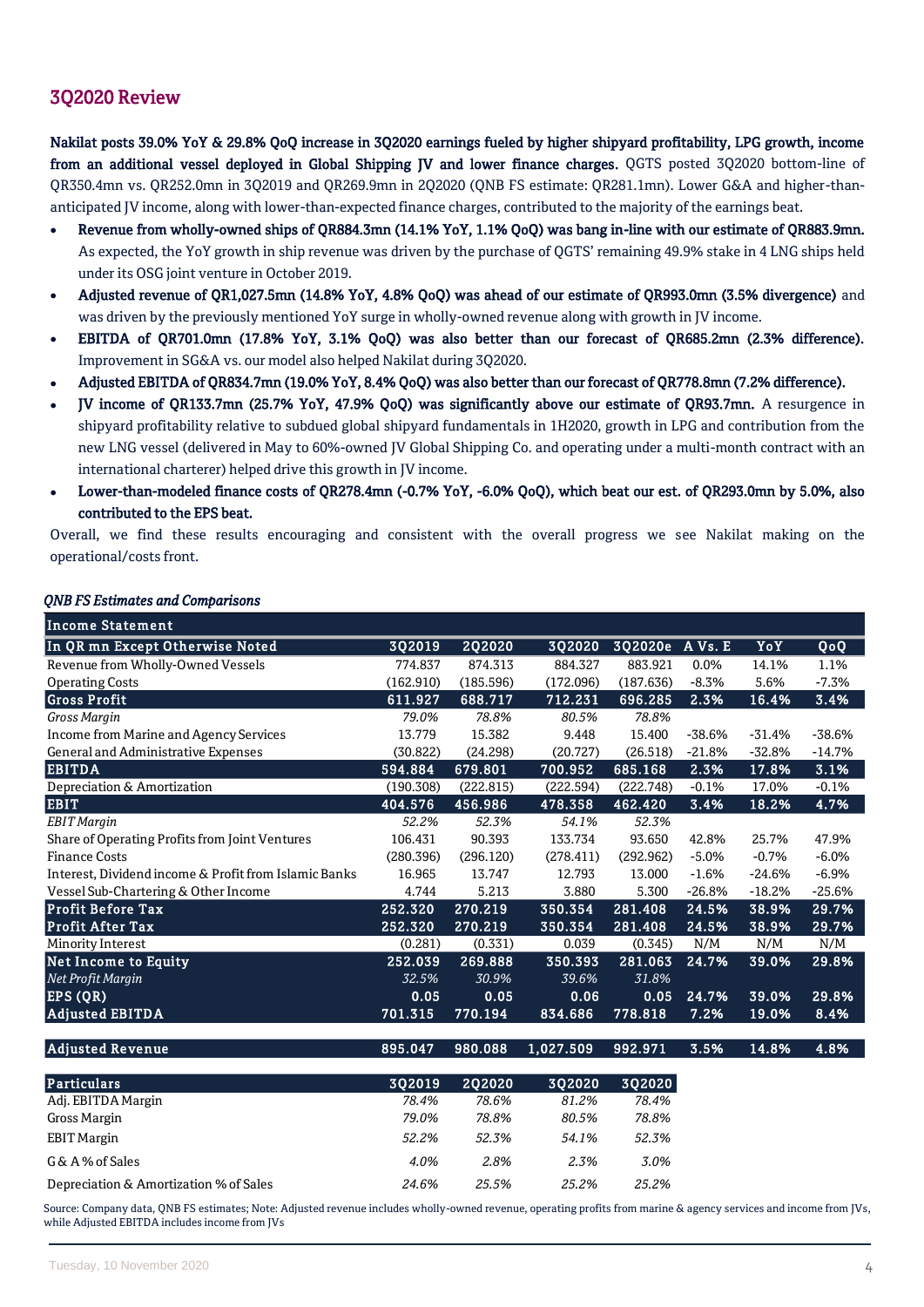## 3Q2020 Review

**Nakilat posts 39.0% YoY & 29.8% QoQ increase in 3Q2020 earnings fueled by higher shipyard profitability, LPG growth, income from an additional vessel deployed in Global Shipping JV and lower finance charges.** QGTS posted 3Q2020 bottom-line of QR350.4mn vs. QR252.0mn in 3Q2019 and QR269.9mn in 2Q2020 (QNB FS estimate: QR281.1mn). Lower G&A and higher-than-anticipated JV income, along with lower-than-expected finance charges, contributed to the majority of the earnings beat.

- **Revenue from wholly-owned ships of QR884.3mn (14.1% YoY, 1.1% QoQ) was bang in-line with our estimate of QR883.9mn.** As expected, the YoY growth in ship revenue was driven by the purchase of QGTS' remaining 49.9% stake in 4 LNG ships held under its OSG joint venture in October 2019.
- **Adjusted revenue of QR1,027.5mn (14.8% YoY, 4.8% QoQ) was ahead of our estimate of QR993.0mn (3.5% divergence)** and was driven by the previously mentioned YoY surge in wholly-owned revenue along with growth in JV income.
- **EBITDA of QR701.0mn (17.8% YoY, 3.1% QoQ) was also better than our forecast of QR685.2mn (2.3% difference).** Improvement in SG&A vs. our model also helped Nakilat during 3Q2020.
- **Adjusted EBITDA of QR834.7mn (19.0% YoY, 8.4% QoQ) was also better than our forecast of QR778.8mn (7.2% difference).**
- **JV income of QR133.7mn (25.7% YoY, 47.9% QoQ) was significantly above our estimate of QR93.7mn.** A resurgence in shipyard profitability relative to subdued global shipyard fundamentals in 1H2020, growth in LPG and contribution from the new LNG vessel (delivered in May to 60%-owned JV Global Shipping Co. and operating under a multi-month contract with an international charterer) helped drive this growth in JV income.
- **Lower-than-modeled finance costs of QR278.4mn (-0.7% YoY, -6.0% QoQ), which beat our est. of QR293.0mn by 5.0%, also contributed to the EPS beat.**

Overall, we find these results encouraging and consistent with the overall progress we see Nakilat making on the operational/costs front.

*QNB FS Estimates and Comparisons*

| Income Statement | | | | | | | |
|---|---|---|---|---|---|---|---|
| **In QR mn Except Otherwise Noted** | **3Q2019** | **2Q2020** | **3Q2020** | **3Q2020e** | **A Vs. E** | **YoY** | **QoQ** |
| Revenue from Wholly-Owned Vessels | 774.837 | 874.313 | 884.327 | 883.921 | 0.0% | 14.1% | 1.1% |
| Operating Costs | (162.910) | (185.596) | (172.096) | (187.636) | -8.3% | 5.6% | -7.3% |
| **Gross Profit** | **611.927** | **688.717** | **712.231** | **696.285** | **2.3%** | **16.4%** | **3.4%** |
| *Gross Margin* | *79.0%* | *78.8%* | *80.5%* | *78.8%* | | | |
| Income from Marine and Agency Services | 13.779 | 15.382 | 9.448 | 15.400 | -38.6% | -31.4% | -38.6% |
| General and Administrative Expenses | (30.822) | (24.298) | (20.727) | (26.518) | -21.8% | -32.8% | -14.7% |
| **EBITDA** | **594.884** | **679.801** | **700.952** | **685.168** | **2.3%** | **17.8%** | **3.1%** |
| Depreciation & Amortization | (190.308) | (222.815) | (222.594) | (222.748) | -0.1% | 17.0% | -0.1% |
| **EBIT** | **404.576** | **456.986** | **478.358** | **462.420** | **3.4%** | **18.2%** | **4.7%** |
| *EBIT Margin* | *52.2%* | *52.3%* | *54.1%* | *52.3%* | | | |
| Share of Operating Profits from Joint Ventures | 106.431 | 90.393 | 133.734 | 93.650 | 42.8% | 25.7% | 47.9% |
| Finance Costs | (280.396) | (296.120) | (278.411) | (292.962) | -5.0% | -0.7% | -6.0% |
| Interest, Dividend income & Profit from Islamic Banks | 16.965 | 13.747 | 12.793 | 13.000 | -1.6% | -24.6% | -6.9% |
| Vessel Sub-Chartering & Other Income | 4.744 | 5.213 | 3.880 | 5.300 | -26.8% | -18.2% | -25.6% |
| **Profit Before Tax** | **252.320** | **270.219** | **350.354** | **281.408** | **24.5%** | **38.9%** | **29.7%** |
| **Profit After Tax** | **252.320** | **270.219** | **350.354** | **281.408** | **24.5%** | **38.9%** | **29.7%** |
| Minority Interest | (0.281) | (0.331) | 0.039 | (0.345) | N/M | N/M | N/M |
| **Net Income to Equity** | **252.039** | **269.888** | **350.393** | **281.063** | **24.7%** | **39.0%** | **29.8%** |
| *Net Profit Margin* | *32.5%* | *30.9%* | *39.6%* | *31.8%* | | | |
| **EPS (QR)** | **0.05** | **0.05** | **0.06** | **0.05** | **24.7%** | **39.0%** | **29.8%** |
| **Adjusted EBITDA** | **701.315** | **770.194** | **834.686** | **778.818** | **7.2%** | **19.0%** | **8.4%** |
| | | | | | | | |
| **Adjusted Revenue** | **895.047** | **980.088** | **1,027.509** | **992.971** | **3.5%** | **14.8%** | **4.8%** |

| **Particulars** | **3Q2019** | **2Q2020** | **3Q2020** | **3Q2020** |
|---|---|---|---|---|
| Adj. EBITDA Margin | *78.4%* | *78.6%* | *81.2%* | *78.4%* |
| Gross Margin | *79.0%* | *78.8%* | *80.5%* | *78.8%* |
| EBIT Margin | *52.2%* | *52.3%* | *54.1%* | *52.3%* |
| G & A % of Sales | *4.0%* | *2.8%* | *2.3%* | *3.0%* |
| Depreciation & Amortization % of Sales | *24.6%* | *25.5%* | *25.2%* | *25.2%* |

Source: Company data, QNB FS estimates; Note: Adjusted revenue includes wholly-owned revenue, operating profits from marine & agency services and income from JVs, while Adjusted EBITDA includes income from JVs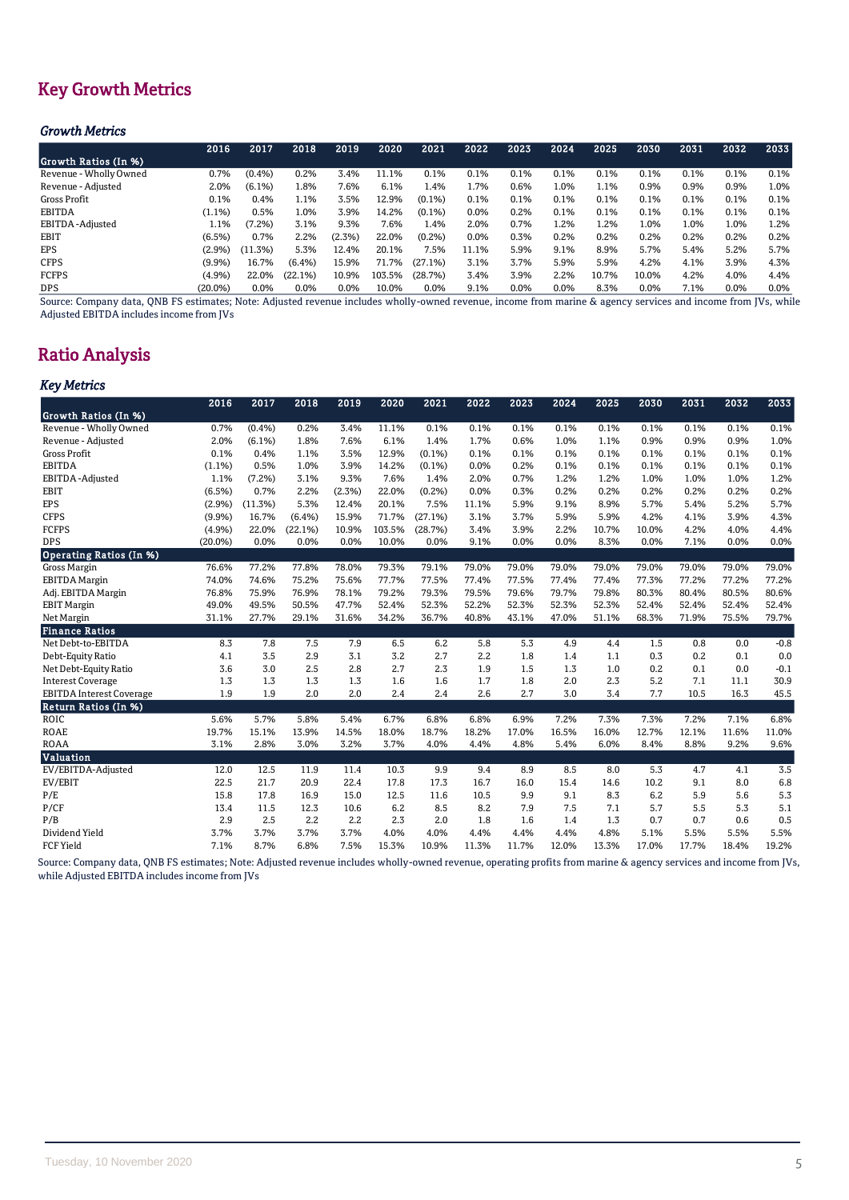## Key Growth Metrics

### *Growth Metrics*

| | 2016 | 2017 | 2018 | 2019 | 2020 | 2021 | 2022 | 2023 | 2024 | 2025 | 2030 | 2031 | 2032 | 2033 |
|---|---|---|---|---|---|---|---|---|---|---|---|---|---|---|
| **Growth Ratios (In %)** | | | | | | | | | | | | | | |
| Revenue - Wholly Owned | 0.7% | (0.4%) | 0.2% | 3.4% | 11.1% | 0.1% | 0.1% | 0.1% | 0.1% | 0.1% | 0.1% | 0.1% | 0.1% | 0.1% |
| Revenue - Adjusted | 2.0% | (6.1%) | 1.8% | 7.6% | 6.1% | 1.4% | 1.7% | 0.6% | 1.0% | 1.1% | 0.9% | 0.9% | 0.9% | 1.0% |
| Gross Profit | 0.1% | 0.4% | 1.1% | 3.5% | 12.9% | (0.1%) | 0.1% | 0.1% | 0.1% | 0.1% | 0.1% | 0.1% | 0.1% | 0.1% |
| EBITDA | (1.1%) | 0.5% | 1.0% | 3.9% | 14.2% | (0.1%) | 0.0% | 0.2% | 0.1% | 0.1% | 0.1% | 0.1% | 0.1% | 0.1% |
| EBITDA -Adjusted | 1.1% | (7.2%) | 3.1% | 9.3% | 7.6% | 1.4% | 2.0% | 0.7% | 1.2% | 1.2% | 1.0% | 1.0% | 1.0% | 1.2% |
| EBIT | (6.5%) | 0.7% | 2.2% | (2.3%) | 22.0% | (0.2%) | 0.0% | 0.3% | 0.2% | 0.2% | 0.2% | 0.2% | 0.2% | 0.2% |
| EPS | (2.9%) | (11.3%) | 5.3% | 12.4% | 20.1% | 7.5% | 11.1% | 5.9% | 9.1% | 8.9% | 5.7% | 5.4% | 5.2% | 5.7% |
| CFPS | (9.9%) | 16.7% | (6.4%) | 15.9% | 71.7% | (27.1%) | 3.1% | 3.7% | 5.9% | 5.9% | 4.2% | 4.1% | 3.9% | 4.3% |
| FCFPS | (4.9%) | 22.0% | (22.1%) | 10.9% | 103.5% | (28.7%) | 3.4% | 3.9% | 2.2% | 10.7% | 10.0% | 4.2% | 4.0% | 4.4% |
| DPS | (20.0%) | 0.0% | 0.0% | 0.0% | 10.0% | 0.0% | 9.1% | 0.0% | 0.0% | 8.3% | 0.0% | 7.1% | 0.0% | 0.0% |

Source: Company data, QNB FS estimates; Note: Adjusted revenue includes wholly-owned revenue, income from marine & agency services and income from JVs, while Adjusted EBITDA includes income from JVs

## Ratio Analysis

### *Key Metrics*

| | 2016 | 2017 | 2018 | 2019 | 2020 | 2021 | 2022 | 2023 | 2024 | 2025 | 2030 | 2031 | 2032 | 2033 |
|---|---|---|---|---|---|---|---|---|---|---|---|---|---|---|
| **Growth Ratios (In %)** | | | | | | | | | | | | | | |
| Revenue - Wholly Owned | 0.7% | (0.4%) | 0.2% | 3.4% | 11.1% | 0.1% | 0.1% | 0.1% | 0.1% | 0.1% | 0.1% | 0.1% | 0.1% | 0.1% |
| Revenue - Adjusted | 2.0% | (6.1%) | 1.8% | 7.6% | 6.1% | 1.4% | 1.7% | 0.6% | 1.0% | 1.1% | 0.9% | 0.9% | 0.9% | 1.0% |
| Gross Profit | 0.1% | 0.4% | 1.1% | 3.5% | 12.9% | (0.1%) | 0.1% | 0.1% | 0.1% | 0.1% | 0.1% | 0.1% | 0.1% | 0.1% |
| EBITDA | (1.1%) | 0.5% | 1.0% | 3.9% | 14.2% | (0.1%) | 0.0% | 0.2% | 0.1% | 0.1% | 0.1% | 0.1% | 0.1% | 0.1% |
| EBITDA -Adjusted | 1.1% | (7.2%) | 3.1% | 9.3% | 7.6% | 1.4% | 2.0% | 0.7% | 1.2% | 1.2% | 1.0% | 1.0% | 1.0% | 1.2% |
| EBIT | (6.5%) | 0.7% | 2.2% | (2.3%) | 22.0% | (0.2%) | 0.0% | 0.3% | 0.2% | 0.2% | 0.2% | 0.2% | 0.2% | 0.2% |
| EPS | (2.9%) | (11.3%) | 5.3% | 12.4% | 20.1% | 7.5% | 11.1% | 5.9% | 9.1% | 8.9% | 5.7% | 5.4% | 5.2% | 5.7% |
| CFPS | (9.9%) | 16.7% | (6.4%) | 15.9% | 71.7% | (27.1%) | 3.1% | 3.7% | 5.9% | 5.9% | 4.2% | 4.1% | 3.9% | 4.3% |
| FCFPS | (4.9%) | 22.0% | (22.1%) | 10.9% | 103.5% | (28.7%) | 3.4% | 3.9% | 2.2% | 10.7% | 10.0% | 4.2% | 4.0% | 4.4% |
| DPS | (20.0%) | 0.0% | 0.0% | 0.0% | 10.0% | 0.0% | 9.1% | 0.0% | 0.0% | 8.3% | 0.0% | 7.1% | 0.0% | 0.0% |
| **Operating Ratios (In %)** | | | | | | | | | | | | | | |
| Gross Margin | 76.6% | 77.2% | 77.8% | 78.0% | 79.3% | 79.1% | 79.0% | 79.0% | 79.0% | 79.0% | 79.0% | 79.0% | 79.0% | 79.0% |
| EBITDA Margin | 74.0% | 74.6% | 75.2% | 75.6% | 77.7% | 77.5% | 77.4% | 77.5% | 77.4% | 77.4% | 77.3% | 77.2% | 77.2% | 77.2% |
| Adj. EBITDA Margin | 76.8% | 75.9% | 76.9% | 78.1% | 79.2% | 79.3% | 79.5% | 79.6% | 79.7% | 79.8% | 80.3% | 80.4% | 80.5% | 80.6% |
| EBIT Margin | 49.0% | 49.5% | 50.5% | 47.7% | 52.4% | 52.3% | 52.2% | 52.3% | 52.3% | 52.3% | 52.4% | 52.4% | 52.4% | 52.4% |
| Net Margin | 31.1% | 27.7% | 29.1% | 31.6% | 34.2% | 36.7% | 40.8% | 43.1% | 47.0% | 51.1% | 68.3% | 71.9% | 75.5% | 79.7% |
| **Finance Ratios** | | | | | | | | | | | | | | |
| Net Debt-to-EBITDA | 8.3 | 7.8 | 7.5 | 7.9 | 6.5 | 6.2 | 5.8 | 5.3 | 4.9 | 4.4 | 1.5 | 0.8 | 0.0 | -0.8 |
| Debt-Equity Ratio | 4.1 | 3.5 | 2.9 | 3.1 | 3.2 | 2.7 | 2.2 | 1.8 | 1.4 | 1.1 | 0.3 | 0.2 | 0.1 | 0.0 |
| Net Debt-Equity Ratio | 3.6 | 3.0 | 2.5 | 2.8 | 2.7 | 2.3 | 1.9 | 1.5 | 1.3 | 1.0 | 0.2 | 0.1 | 0.0 | -0.1 |
| Interest Coverage | 1.3 | 1.3 | 1.3 | 1.3 | 1.6 | 1.6 | 1.7 | 1.8 | 2.0 | 2.3 | 5.2 | 7.1 | 11.1 | 30.9 |
| EBITDA Interest Coverage | 1.9 | 1.9 | 2.0 | 2.0 | 2.4 | 2.4 | 2.6 | 2.7 | 3.0 | 3.4 | 7.7 | 10.5 | 16.3 | 45.5 |
| **Return Ratios (In %)** | | | | | | | | | | | | | | |
| ROIC | 5.6% | 5.7% | 5.8% | 5.4% | 6.7% | 6.8% | 6.8% | 6.9% | 7.2% | 7.3% | 7.3% | 7.2% | 7.1% | 6.8% |
| ROAE | 19.7% | 15.1% | 13.9% | 14.5% | 18.0% | 18.7% | 18.2% | 17.0% | 16.5% | 16.0% | 12.7% | 12.1% | 11.6% | 11.0% |
| ROAA | 3.1% | 2.8% | 3.0% | 3.2% | 3.7% | 4.0% | 4.4% | 4.8% | 5.4% | 6.0% | 8.4% | 8.8% | 9.2% | 9.6% |
| **Valuation** | | | | | | | | | | | | | | |
| EV/EBITDA-Adjusted | 12.0 | 12.5 | 11.9 | 11.4 | 10.3 | 9.9 | 9.4 | 8.9 | 8.5 | 8.0 | 5.3 | 4.7 | 4.1 | 3.5 |
| EV/EBIT | 22.5 | 21.7 | 20.9 | 22.4 | 17.8 | 17.3 | 16.7 | 16.0 | 15.4 | 14.6 | 10.2 | 9.1 | 8.0 | 6.8 |
| P/E | 15.8 | 17.8 | 16.9 | 15.0 | 12.5 | 11.6 | 10.5 | 9.9 | 9.1 | 8.3 | 6.2 | 5.9 | 5.6 | 5.3 |
| P/CF | 13.4 | 11.5 | 12.3 | 10.6 | 6.2 | 8.5 | 8.2 | 7.9 | 7.5 | 7.1 | 5.7 | 5.5 | 5.3 | 5.1 |
| P/B | 2.9 | 2.5 | 2.2 | 2.2 | 2.3 | 2.0 | 1.8 | 1.6 | 1.4 | 1.3 | 0.7 | 0.7 | 0.6 | 0.5 |
| Dividend Yield | 3.7% | 3.7% | 3.7% | 3.7% | 4.0% | 4.0% | 4.4% | 4.4% | 4.4% | 4.8% | 5.1% | 5.5% | 5.5% | 5.5% |
| FCF Yield | 7.1% | 8.7% | 6.8% | 7.5% | 15.3% | 10.9% | 11.3% | 11.7% | 12.0% | 13.3% | 17.0% | 17.7% | 18.4% | 19.2% |

Source: Company data, QNB FS estimates; Note: Adjusted revenue includes wholly-owned revenue, operating profits from marine & agency services and income from JVs, while Adjusted EBITDA includes income from JVs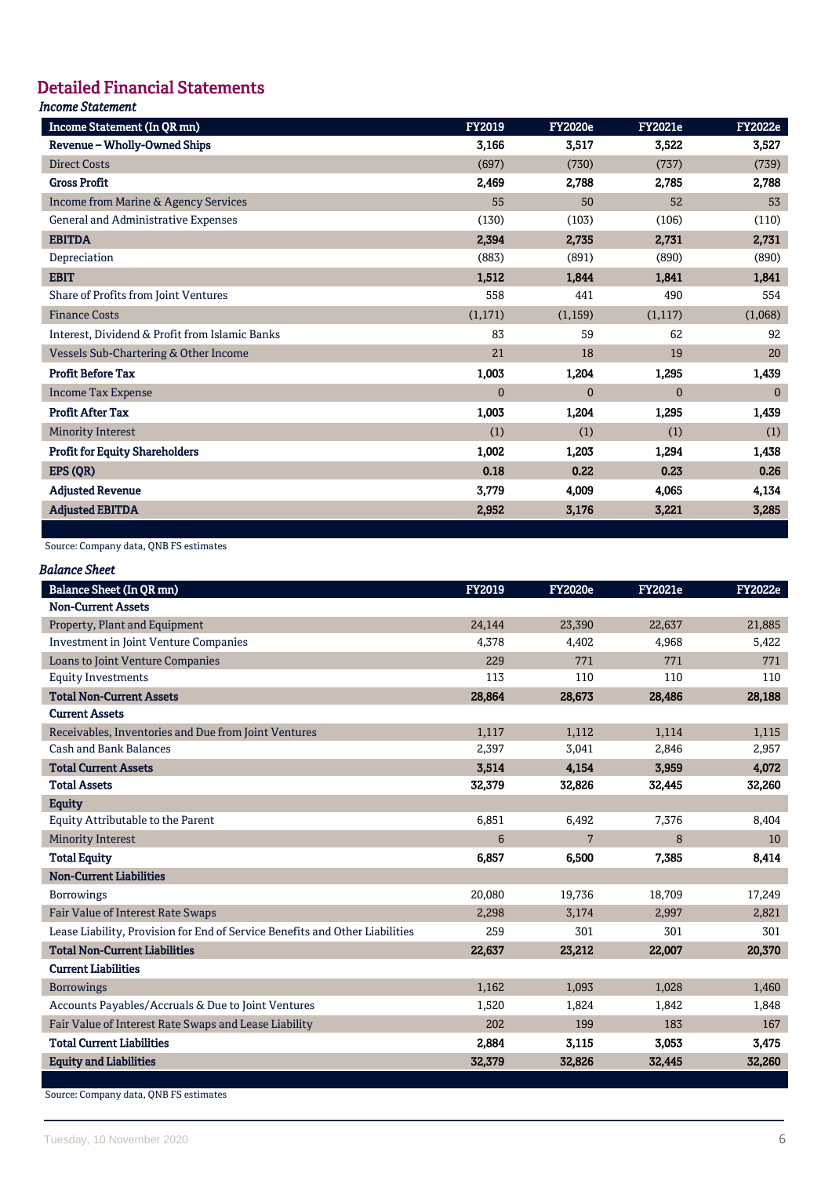# Detailed Financial Statements

*Income Statement*

| Income Statement (In QR mn) | FY2019 | FY2020e | FY2021e | FY2022e |
|---|---|---|---|---|
| **Revenue – Wholly-Owned Ships** | **3,166** | **3,517** | **3,522** | **3,527** |
| Direct Costs | (697) | (730) | (737) | (739) |
| **Gross Profit** | **2,469** | **2,788** | **2,785** | **2,788** |
| Income from Marine & Agency Services | 55 | 50 | 52 | 53 |
| General and Administrative Expenses | (130) | (103) | (106) | (110) |
| **EBITDA** | **2,394** | **2,735** | **2,731** | **2,731** |
| Depreciation | (883) | (891) | (890) | (890) |
| **EBIT** | **1,512** | **1,844** | **1,841** | **1,841** |
| Share of Profits from Joint Ventures | 558 | 441 | 490 | 554 |
| Finance Costs | (1,171) | (1,159) | (1,117) | (1,068) |
| Interest, Dividend & Profit from Islamic Banks | 83 | 59 | 62 | 92 |
| Vessels Sub-Chartering & Other Income | 21 | 18 | 19 | 20 |
| **Profit Before Tax** | **1,003** | **1,204** | **1,295** | **1,439** |
| Income Tax Expense | 0 | 0 | 0 | 0 |
| **Profit After Tax** | **1,003** | **1,204** | **1,295** | **1,439** |
| Minority Interest | (1) | (1) | (1) | (1) |
| **Profit for Equity Shareholders** | **1,002** | **1,203** | **1,294** | **1,438** |
| **EPS (QR)** | **0.18** | **0.22** | **0.23** | **0.26** |
| **Adjusted Revenue** | **3,779** | **4,009** | **4,065** | **4,134** |
| **Adjusted EBITDA** | **2,952** | **3,176** | **3,221** | **3,285** |

Source: Company data, QNB FS estimates

*Balance Sheet*

| Balance Sheet (In QR mn) | FY2019 | FY2020e | FY2021e | FY2022e |
|---|---|---|---|---|
| **Non-Current Assets** | | | | |
| Property, Plant and Equipment | 24,144 | 23,390 | 22,637 | 21,885 |
| Investment in Joint Venture Companies | 4,378 | 4,402 | 4,968 | 5,422 |
| Loans to Joint Venture Companies | 229 | 771 | 771 | 771 |
| Equity Investments | 113 | 110 | 110 | 110 |
| **Total Non-Current Assets** | **28,864** | **28,673** | **28,486** | **28,188** |
| **Current Assets** | | | | |
| Receivables, Inventories and Due from Joint Ventures | 1,117 | 1,112 | 1,114 | 1,115 |
| Cash and Bank Balances | 2,397 | 3,041 | 2,846 | 2,957 |
| **Total Current Assets** | **3,514** | **4,154** | **3,959** | **4,072** |
| **Total Assets** | **32,379** | **32,826** | **32,445** | **32,260** |
| **Equity** | | | | |
| Equity Attributable to the Parent | 6,851 | 6,492 | 7,376 | 8,404 |
| Minority Interest | 6 | 7 | 8 | 10 |
| **Total Equity** | **6,857** | **6,500** | **7,385** | **8,414** |
| **Non-Current Liabilities** | | | | |
| Borrowings | 20,080 | 19,736 | 18,709 | 17,249 |
| Fair Value of Interest Rate Swaps | 2,298 | 3,174 | 2,997 | 2,821 |
| Lease Liability, Provision for End of Service Benefits and Other Liabilities | 259 | 301 | 301 | 301 |
| **Total Non-Current Liabilities** | **22,637** | **23,212** | **22,007** | **20,370** |
| **Current Liabilities** | | | | |
| Borrowings | 1,162 | 1,093 | 1,028 | 1,460 |
| Accounts Payables/Accruals & Due to Joint Ventures | 1,520 | 1,824 | 1,842 | 1,848 |
| Fair Value of Interest Rate Swaps and Lease Liability | 202 | 199 | 183 | 167 |
| **Total Current Liabilities** | **2,884** | **3,115** | **3,053** | **3,475** |
| **Equity and Liabilities** | **32,379** | **32,826** | **32,445** | **32,260** |

Source: Company data, QNB FS estimates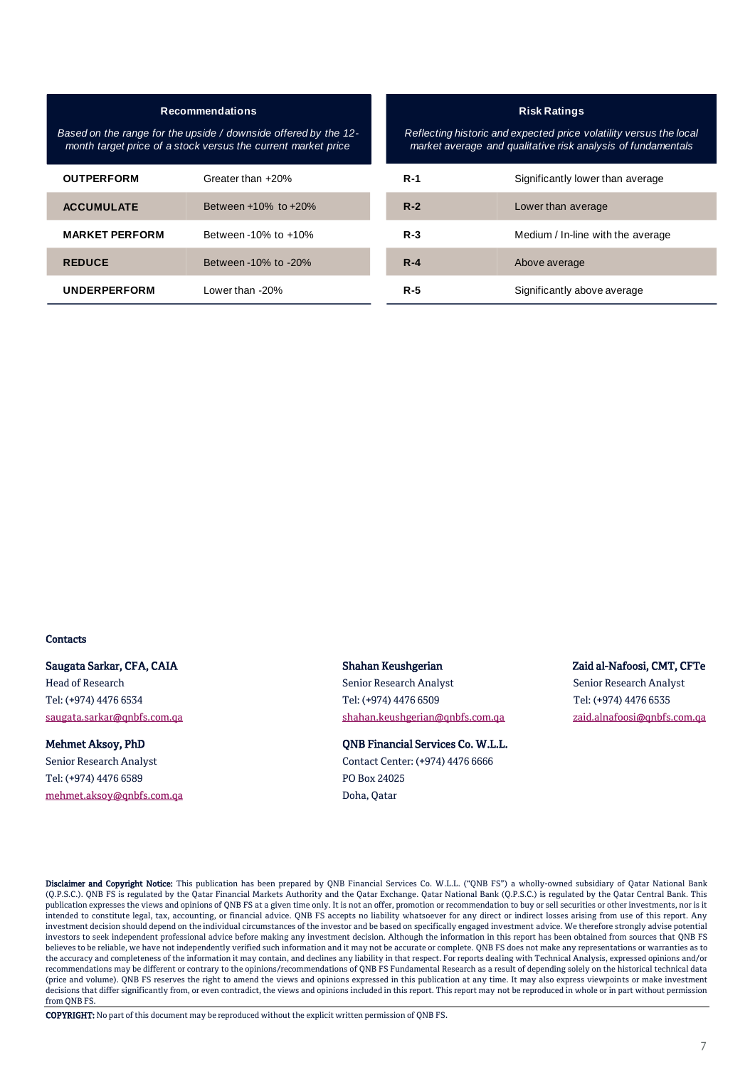| Recommendations<br>*Based on the range for the upside / downside offered by the 12-month target price of a stock versus the current market price* | |
|---|---|
| **OUTPERFORM** | Greater than +20% |
| **ACCUMULATE** | Between +10% to +20% |
| **MARKET PERFORM** | Between -10% to +10% |
| **REDUCE** | Between -10% to -20% |
| **UNDERPERFORM** | Lower than -20% |

| Risk Ratings<br>*Reflecting historic and expected price volatility versus the local market average and qualitative risk analysis of fundamentals* | |
|---|---|
| **R-1** | Significantly lower than average |
| **R-2** | Lower than average |
| **R-3** | Medium / In-line with the average |
| **R-4** | Above average |
| **R-5** | Significantly above average |

**Contacts**

**Saugata Sarkar, CFA, CAIA**
Head of Research
Tel: (+974) 4476 6534
saugata.sarkar@qnbfs.com.qa

**Mehmet Aksoy, PhD**
Senior Research Analyst
Tel: (+974) 4476 6589
mehmet.aksoy@qnbfs.com.qa

**Shahan Keushgerian**
Senior Research Analyst
Tel: (+974) 4476 6509
shahan.keushgerian@qnbfs.com.qa

**QNB Financial Services Co. W.L.L.**
Contact Center: (+974) 4476 6666
PO Box 24025
Doha, Qatar

**Zaid al-Nafoosi, CMT, CFTe**
Senior Research Analyst
Tel: (+974) 4476 6535
zaid.alnafoosi@qnbfs.com.qa

**Disclaimer and Copyright Notice:** This publication has been prepared by QNB Financial Services Co. W.L.L. ("QNB FS") a wholly-owned subsidiary of Qatar National Bank (Q.P.S.C.). QNB FS is regulated by the Qatar Financial Markets Authority and the Qatar Exchange. Qatar National Bank (Q.P.S.C.) is regulated by the Qatar Central Bank. This publication expresses the views and opinions of QNB FS at a given time only. It is not an offer, promotion or recommendation to buy or sell securities or other investments, nor is it intended to constitute legal, tax, accounting, or financial advice. QNB FS accepts no liability whatsoever for any direct or indirect losses arising from use of this report. Any investment decision should depend on the individual circumstances of the investor and be based on specifically engaged investment advice. We therefore strongly advise potential investors to seek independent professional advice before making any investment decision. Although the information in this report has been obtained from sources that QNB FS believes to be reliable, we have not independently verified such information and it may not be accurate or complete. QNB FS does not make any representations or warranties as to the accuracy and completeness of the information it may contain, and declines any liability in that respect. For reports dealing with Technical Analysis, expressed opinions and/or recommendations may be different or contrary to the opinions/recommendations of QNB FS Fundamental Research as a result of depending solely on the historical technical data (price and volume). QNB FS reserves the right to amend the views and opinions expressed in this publication at any time. It may also express viewpoints or make investment decisions that differ significantly from, or even contradict, the views and opinions included in this report. This report may not be reproduced in whole or in part without permission from QNB FS.

**COPYRIGHT:** No part of this document may be reproduced without the explicit written permission of QNB FS.